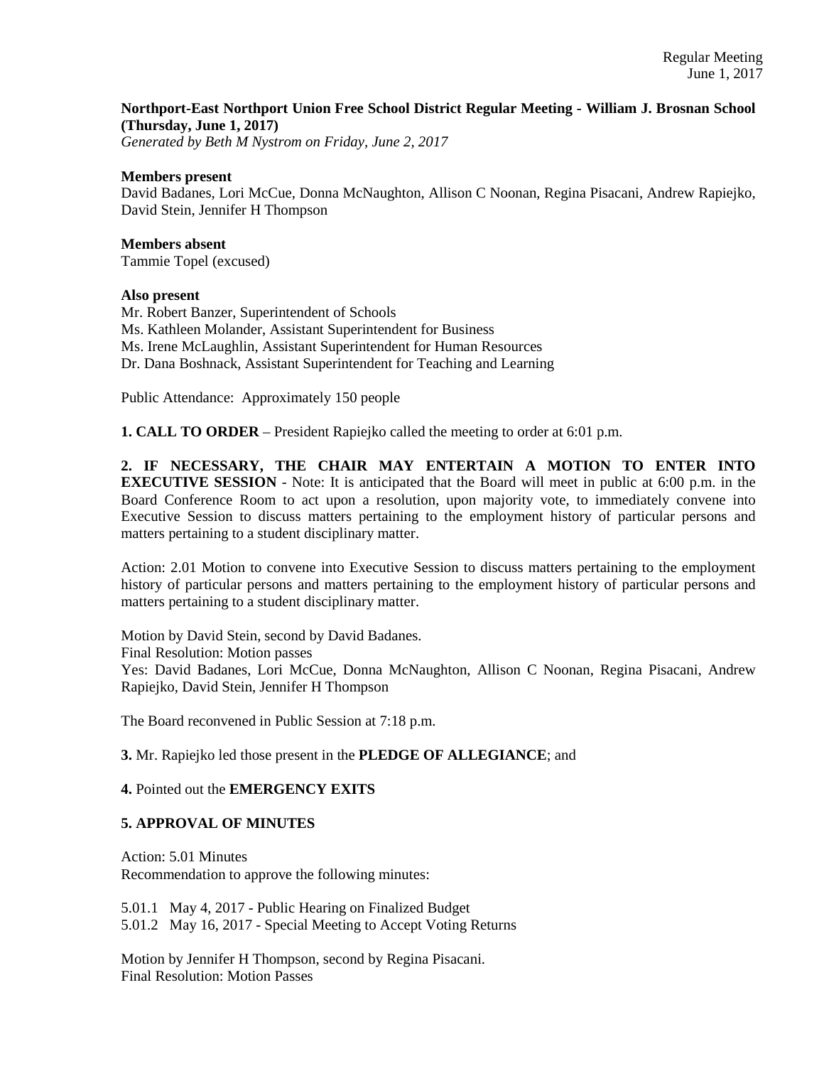**Northport-East Northport Union Free School District Regular Meeting - William J. Brosnan School (Thursday, June 1, 2017)**
*Generated by Beth M Nystrom on Friday, June 2, 2017*

**Members present**
David Badanes, Lori McCue, Donna McNaughton, Allison C Noonan, Regina Pisacani, Andrew Rapiejko, David Stein, Jennifer H Thompson

**Members absent**
Tammie Topel (excused)

**Also present**
Mr. Robert Banzer, Superintendent of Schools
Ms. Kathleen Molander, Assistant Superintendent for Business
Ms. Irene McLaughlin, Assistant Superintendent for Human Resources
Dr. Dana Boshnack, Assistant Superintendent for Teaching and Learning

Public Attendance: Approximately 150 people

**1. CALL TO ORDER** – President Rapiejko called the meeting to order at 6:01 p.m.

**2. IF NECESSARY, THE CHAIR MAY ENTERTAIN A MOTION TO ENTER INTO EXECUTIVE SESSION** - Note: It is anticipated that the Board will meet in public at 6:00 p.m. in the Board Conference Room to act upon a resolution, upon majority vote, to immediately convene into Executive Session to discuss matters pertaining to the employment history of particular persons and matters pertaining to a student disciplinary matter.

Action: 2.01 Motion to convene into Executive Session to discuss matters pertaining to the employment history of particular persons and matters pertaining to the employment history of particular persons and matters pertaining to a student disciplinary matter.

Motion by David Stein, second by David Badanes.
Final Resolution: Motion passes
Yes: David Badanes, Lori McCue, Donna McNaughton, Allison C Noonan, Regina Pisacani, Andrew Rapiejko, David Stein, Jennifer H Thompson

The Board reconvened in Public Session at 7:18 p.m.

**3.** Mr. Rapiejko led those present in the **PLEDGE OF ALLEGIANCE**; and

**4.** Pointed out the **EMERGENCY EXITS**

**5. APPROVAL OF MINUTES**

Action: 5.01 Minutes
Recommendation to approve the following minutes:

5.01.1 May 4, 2017 - Public Hearing on Finalized Budget
5.01.2 May 16, 2017 - Special Meeting to Accept Voting Returns

Motion by Jennifer H Thompson, second by Regina Pisacani.
Final Resolution: Motion Passes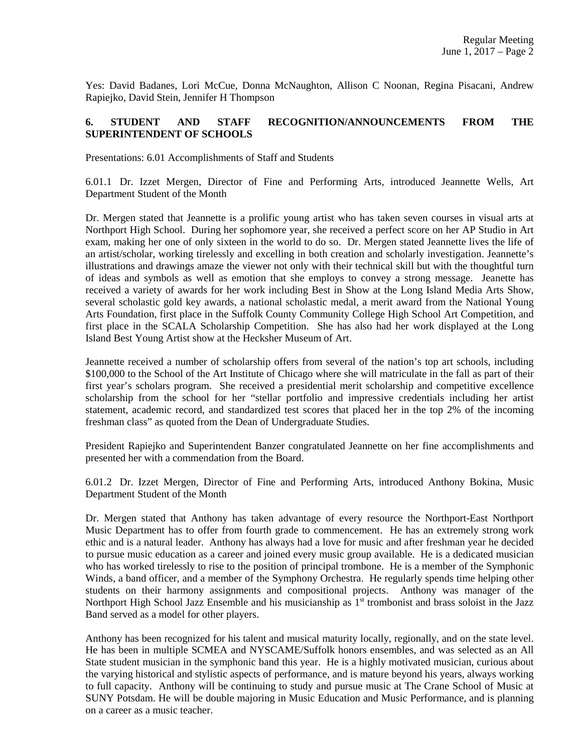Yes: David Badanes, Lori McCue, Donna McNaughton, Allison C Noonan, Regina Pisacani, Andrew Rapiejko, David Stein, Jennifer H Thompson

## 6. STUDENT AND STAFF RECOGNITION/ANNOUNCEMENTS FROM THE SUPERINTENDENT OF SCHOOLS

Presentations: 6.01 Accomplishments of Staff and Students

6.01.1 Dr. Izzet Mergen, Director of Fine and Performing Arts, introduced Jeannette Wells, Art Department Student of the Month

Dr. Mergen stated that Jeannette is a prolific young artist who has taken seven courses in visual arts at Northport High School. During her sophomore year, she received a perfect score on her AP Studio in Art exam, making her one of only sixteen in the world to do so. Dr. Mergen stated Jeannette lives the life of an artist/scholar, working tirelessly and excelling in both creation and scholarly investigation. Jeannette's illustrations and drawings amaze the viewer not only with their technical skill but with the thoughtful turn of ideas and symbols as well as emotion that she employs to convey a strong message. Jeanette has received a variety of awards for her work including Best in Show at the Long Island Media Arts Show, several scholastic gold key awards, a national scholastic medal, a merit award from the National Young Arts Foundation, first place in the Suffolk County Community College High School Art Competition, and first place in the SCALA Scholarship Competition. She has also had her work displayed at the Long Island Best Young Artist show at the Hecksher Museum of Art.

Jeannette received a number of scholarship offers from several of the nation's top art schools, including $100,000 to the School of the Art Institute of Chicago where she will matriculate in the fall as part of their first year's scholars program. She received a presidential merit scholarship and competitive excellence scholarship from the school for her "stellar portfolio and impressive credentials including her artist statement, academic record, and standardized test scores that placed her in the top 2% of the incoming freshman class" as quoted from the Dean of Undergraduate Studies.

President Rapiejko and Superintendent Banzer congratulated Jeannette on her fine accomplishments and presented her with a commendation from the Board.

6.01.2 Dr. Izzet Mergen, Director of Fine and Performing Arts, introduced Anthony Bokina, Music Department Student of the Month

Dr. Mergen stated that Anthony has taken advantage of every resource the Northport-East Northport Music Department has to offer from fourth grade to commencement. He has an extremely strong work ethic and is a natural leader. Anthony has always had a love for music and after freshman year he decided to pursue music education as a career and joined every music group available. He is a dedicated musician who has worked tirelessly to rise to the position of principal trombone. He is a member of the Symphonic Winds, a band officer, and a member of the Symphony Orchestra. He regularly spends time helping other students on their harmony assignments and compositional projects. Anthony was manager of the Northport High School Jazz Ensemble and his musicianship as 1st trombonist and brass soloist in the Jazz Band served as a model for other players.

Anthony has been recognized for his talent and musical maturity locally, regionally, and on the state level. He has been in multiple SCMEA and NYSCAME/Suffolk honors ensembles, and was selected as an All State student musician in the symphonic band this year. He is a highly motivated musician, curious about the varying historical and stylistic aspects of performance, and is mature beyond his years, always working to full capacity. Anthony will be continuing to study and pursue music at The Crane School of Music at SUNY Potsdam. He will be double majoring in Music Education and Music Performance, and is planning on a career as a music teacher.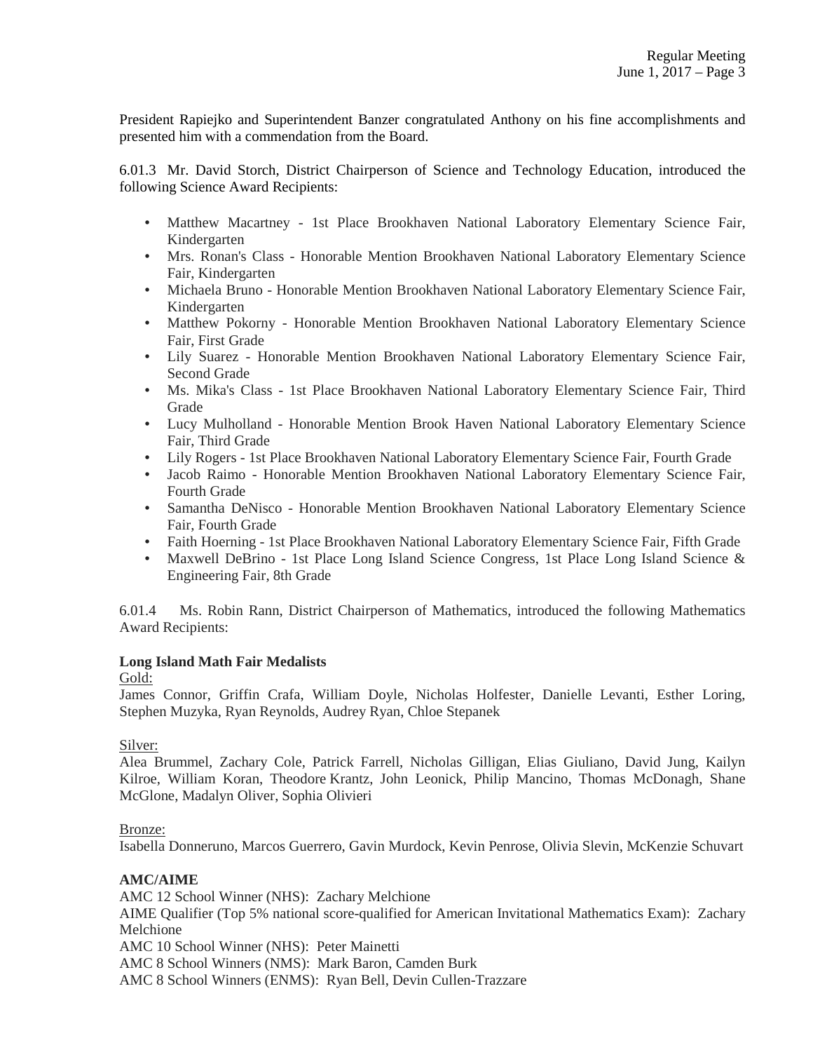President Rapiejko and Superintendent Banzer congratulated Anthony on his fine accomplishments and presented him with a commendation from the Board.

6.01.3 Mr. David Storch, District Chairperson of Science and Technology Education, introduced the following Science Award Recipients:

- Matthew Macartney - 1st Place Brookhaven National Laboratory Elementary Science Fair, Kindergarten
- Mrs. Ronan's Class - Honorable Mention Brookhaven National Laboratory Elementary Science Fair, Kindergarten
- Michaela Bruno - Honorable Mention Brookhaven National Laboratory Elementary Science Fair, Kindergarten
- Matthew Pokorny - Honorable Mention Brookhaven National Laboratory Elementary Science Fair, First Grade
- Lily Suarez - Honorable Mention Brookhaven National Laboratory Elementary Science Fair, Second Grade
- Ms. Mika's Class - 1st Place Brookhaven National Laboratory Elementary Science Fair, Third Grade
- Lucy Mulholland - Honorable Mention Brook Haven National Laboratory Elementary Science Fair, Third Grade
- Lily Rogers - 1st Place Brookhaven National Laboratory Elementary Science Fair, Fourth Grade
- Jacob Raimo - Honorable Mention Brookhaven National Laboratory Elementary Science Fair, Fourth Grade
- Samantha DeNisco - Honorable Mention Brookhaven National Laboratory Elementary Science Fair, Fourth Grade
- Faith Hoerning - 1st Place Brookhaven National Laboratory Elementary Science Fair, Fifth Grade
- Maxwell DeBrino - 1st Place Long Island Science Congress, 1st Place Long Island Science & Engineering Fair, 8th Grade

6.01.4 Ms. Robin Rann, District Chairperson of Mathematics, introduced the following Mathematics Award Recipients:

**Long Island Math Fair Medalists**

Gold:
James Connor, Griffin Crafa, William Doyle, Nicholas Holfester, Danielle Levanti, Esther Loring, Stephen Muzyka, Ryan Reynolds, Audrey Ryan, Chloe Stepanek

Silver:
Alea Brummel, Zachary Cole, Patrick Farrell, Nicholas Gilligan, Elias Giuliano, David Jung, Kailyn Kilroe, William Koran, Theodore Krantz, John Leonick, Philip Mancino, Thomas McDonagh, Shane McGlone, Madalyn Oliver, Sophia Olivieri

Bronze:
Isabella Donneruno, Marcos Guerrero, Gavin Murdock, Kevin Penrose, Olivia Slevin, McKenzie Schuvart

**AMC/AIME**

AMC 12 School Winner (NHS): Zachary Melchione
AIME Qualifier (Top 5% national score-qualified for American Invitational Mathematics Exam): Zachary Melchione
AMC 10 School Winner (NHS): Peter Mainetti
AMC 8 School Winners (NMS): Mark Baron, Camden Burk
AMC 8 School Winners (ENMS): Ryan Bell, Devin Cullen-Trazzare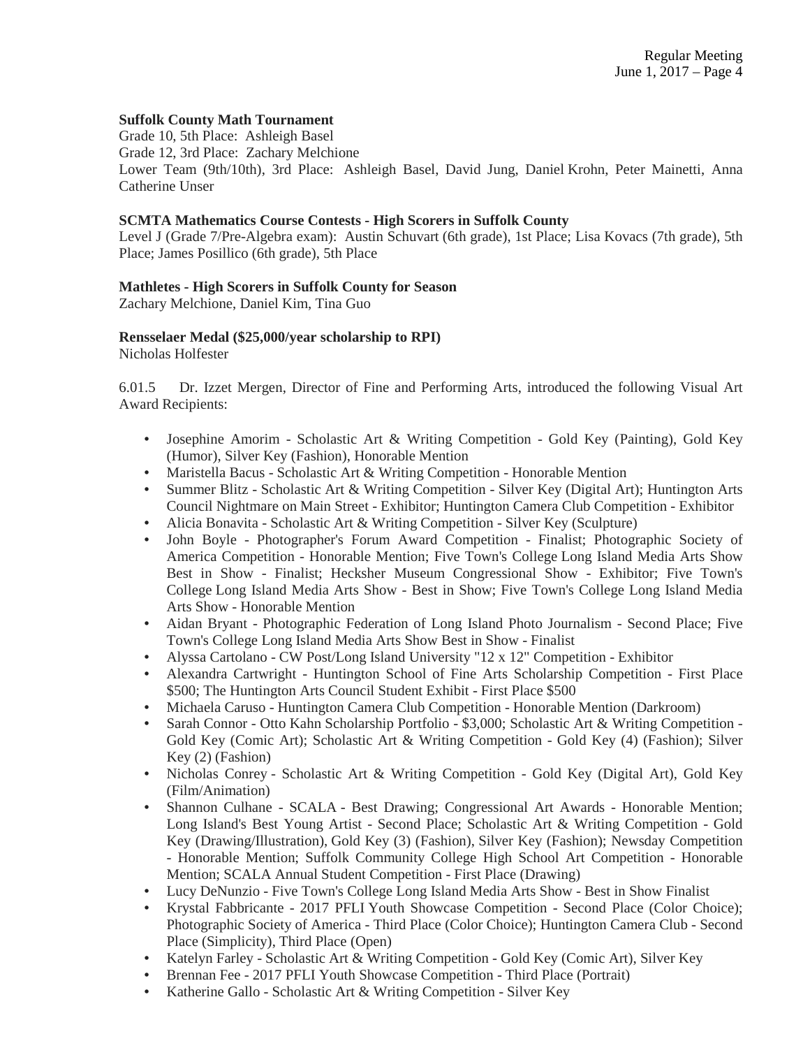**Suffolk County Math Tournament**
Grade 10, 5th Place: Ashleigh Basel
Grade 12, 3rd Place: Zachary Melchione
Lower Team (9th/10th), 3rd Place: Ashleigh Basel, David Jung, Daniel Krohn, Peter Mainetti, Anna Catherine Unser

**SCMTA Mathematics Course Contests - High Scorers in Suffolk County**
Level J (Grade 7/Pre-Algebra exam): Austin Schuvart (6th grade), 1st Place; Lisa Kovacs (7th grade), 5th Place; James Posillico (6th grade), 5th Place

**Mathletes - High Scorers in Suffolk County for Season**
Zachary Melchione, Daniel Kim, Tina Guo

**Rensselaer Medal ($25,000/year scholarship to RPI)**
Nicholas Holfester

6.01.5 Dr. Izzet Mergen, Director of Fine and Performing Arts, introduced the following Visual Art Award Recipients:

- Josephine Amorim - Scholastic Art & Writing Competition - Gold Key (Painting), Gold Key (Humor), Silver Key (Fashion), Honorable Mention
- Maristella Bacus - Scholastic Art & Writing Competition - Honorable Mention
- Summer Blitz - Scholastic Art & Writing Competition - Silver Key (Digital Art); Huntington Arts Council Nightmare on Main Street - Exhibitor; Huntington Camera Club Competition - Exhibitor
- Alicia Bonavita - Scholastic Art & Writing Competition - Silver Key (Sculpture)
- John Boyle - Photographer's Forum Award Competition - Finalist; Photographic Society of America Competition - Honorable Mention; Five Town's College Long Island Media Arts Show Best in Show - Finalist; Hecksher Museum Congressional Show - Exhibitor; Five Town's College Long Island Media Arts Show - Best in Show; Five Town's College Long Island Media Arts Show - Honorable Mention
- Aidan Bryant - Photographic Federation of Long Island Photo Journalism - Second Place; Five Town's College Long Island Media Arts Show Best in Show - Finalist
- Alyssa Cartolano - CW Post/Long Island University "12 x 12" Competition - Exhibitor
- Alexandra Cartwright - Huntington School of Fine Arts Scholarship Competition - First Place $500; The Huntington Arts Council Student Exhibit - First Place $500
- Michaela Caruso - Huntington Camera Club Competition - Honorable Mention (Darkroom)
- Sarah Connor - Otto Kahn Scholarship Portfolio - $3,000; Scholastic Art & Writing Competition - Gold Key (Comic Art); Scholastic Art & Writing Competition - Gold Key (4) (Fashion); Silver Key (2) (Fashion)
- Nicholas Conrey - Scholastic Art & Writing Competition - Gold Key (Digital Art), Gold Key (Film/Animation)
- Shannon Culhane - SCALA - Best Drawing; Congressional Art Awards - Honorable Mention; Long Island's Best Young Artist - Second Place; Scholastic Art & Writing Competition - Gold Key (Drawing/Illustration), Gold Key (3) (Fashion), Silver Key (Fashion); Newsday Competition - Honorable Mention; Suffolk Community College High School Art Competition - Honorable Mention; SCALA Annual Student Competition - First Place (Drawing)
- Lucy DeNunzio - Five Town's College Long Island Media Arts Show - Best in Show Finalist
- Krystal Fabbricante - 2017 PFLI Youth Showcase Competition - Second Place (Color Choice); Photographic Society of America - Third Place (Color Choice); Huntington Camera Club - Second Place (Simplicity), Third Place (Open)
- Katelyn Farley - Scholastic Art & Writing Competition - Gold Key (Comic Art), Silver Key
- Brennan Fee - 2017 PFLI Youth Showcase Competition - Third Place (Portrait)
- Katherine Gallo - Scholastic Art & Writing Competition - Silver Key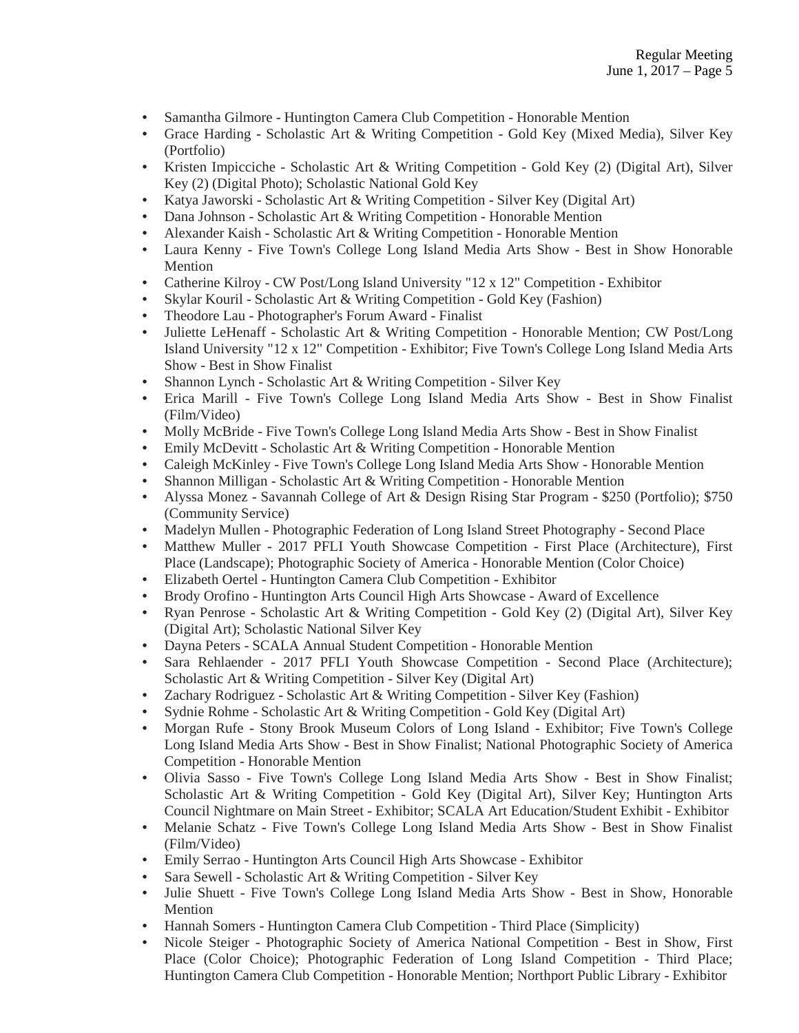- Samantha Gilmore - Huntington Camera Club Competition - Honorable Mention
- Grace Harding - Scholastic Art & Writing Competition - Gold Key (Mixed Media), Silver Key (Portfolio)
- Kristen Impicciche - Scholastic Art & Writing Competition - Gold Key (2) (Digital Art), Silver Key (2) (Digital Photo); Scholastic National Gold Key
- Katya Jaworski - Scholastic Art & Writing Competition - Silver Key (Digital Art)
- Dana Johnson - Scholastic Art & Writing Competition - Honorable Mention
- Alexander Kaish - Scholastic Art & Writing Competition - Honorable Mention
- Laura Kenny - Five Town's College Long Island Media Arts Show - Best in Show Honorable Mention
- Catherine Kilroy - CW Post/Long Island University "12 x 12" Competition - Exhibitor
- Skylar Kouril - Scholastic Art & Writing Competition - Gold Key (Fashion)
- Theodore Lau - Photographer's Forum Award - Finalist
- Juliette LeHenaff - Scholastic Art & Writing Competition - Honorable Mention; CW Post/Long Island University "12 x 12" Competition - Exhibitor; Five Town's College Long Island Media Arts Show - Best in Show Finalist
- Shannon Lynch - Scholastic Art & Writing Competition - Silver Key
- Erica Marill - Five Town's College Long Island Media Arts Show - Best in Show Finalist (Film/Video)
- Molly McBride - Five Town's College Long Island Media Arts Show - Best in Show Finalist
- Emily McDevitt - Scholastic Art & Writing Competition - Honorable Mention
- Caleigh McKinley - Five Town's College Long Island Media Arts Show - Honorable Mention
- Shannon Milligan - Scholastic Art & Writing Competition - Honorable Mention
- Alyssa Monez - Savannah College of Art & Design Rising Star Program - $250 (Portfolio); $750 (Community Service)
- Madelyn Mullen - Photographic Federation of Long Island Street Photography - Second Place
- Matthew Muller - 2017 PFLI Youth Showcase Competition - First Place (Architecture), First Place (Landscape); Photographic Society of America - Honorable Mention (Color Choice)
- Elizabeth Oertel - Huntington Camera Club Competition - Exhibitor
- Brody Orofino - Huntington Arts Council High Arts Showcase - Award of Excellence
- Ryan Penrose - Scholastic Art & Writing Competition - Gold Key (2) (Digital Art), Silver Key (Digital Art); Scholastic National Silver Key
- Dayna Peters - SCALA Annual Student Competition - Honorable Mention
- Sara Rehlaender - 2017 PFLI Youth Showcase Competition - Second Place (Architecture); Scholastic Art & Writing Competition - Silver Key (Digital Art)
- Zachary Rodriguez - Scholastic Art & Writing Competition - Silver Key (Fashion)
- Sydnie Rohme - Scholastic Art & Writing Competition - Gold Key (Digital Art)
- Morgan Rufe - Stony Brook Museum Colors of Long Island - Exhibitor; Five Town's College Long Island Media Arts Show - Best in Show Finalist; National Photographic Society of America Competition - Honorable Mention
- Olivia Sasso - Five Town's College Long Island Media Arts Show - Best in Show Finalist; Scholastic Art & Writing Competition - Gold Key (Digital Art), Silver Key; Huntington Arts Council Nightmare on Main Street - Exhibitor; SCALA Art Education/Student Exhibit - Exhibitor
- Melanie Schatz - Five Town's College Long Island Media Arts Show - Best in Show Finalist (Film/Video)
- Emily Serrao - Huntington Arts Council High Arts Showcase - Exhibitor
- Sara Sewell - Scholastic Art & Writing Competition - Silver Key
- Julie Shuett - Five Town's College Long Island Media Arts Show - Best in Show, Honorable Mention
- Hannah Somers - Huntington Camera Club Competition - Third Place (Simplicity)
- Nicole Steiger - Photographic Society of America National Competition - Best in Show, First Place (Color Choice); Photographic Federation of Long Island Competition - Third Place; Huntington Camera Club Competition - Honorable Mention; Northport Public Library - Exhibitor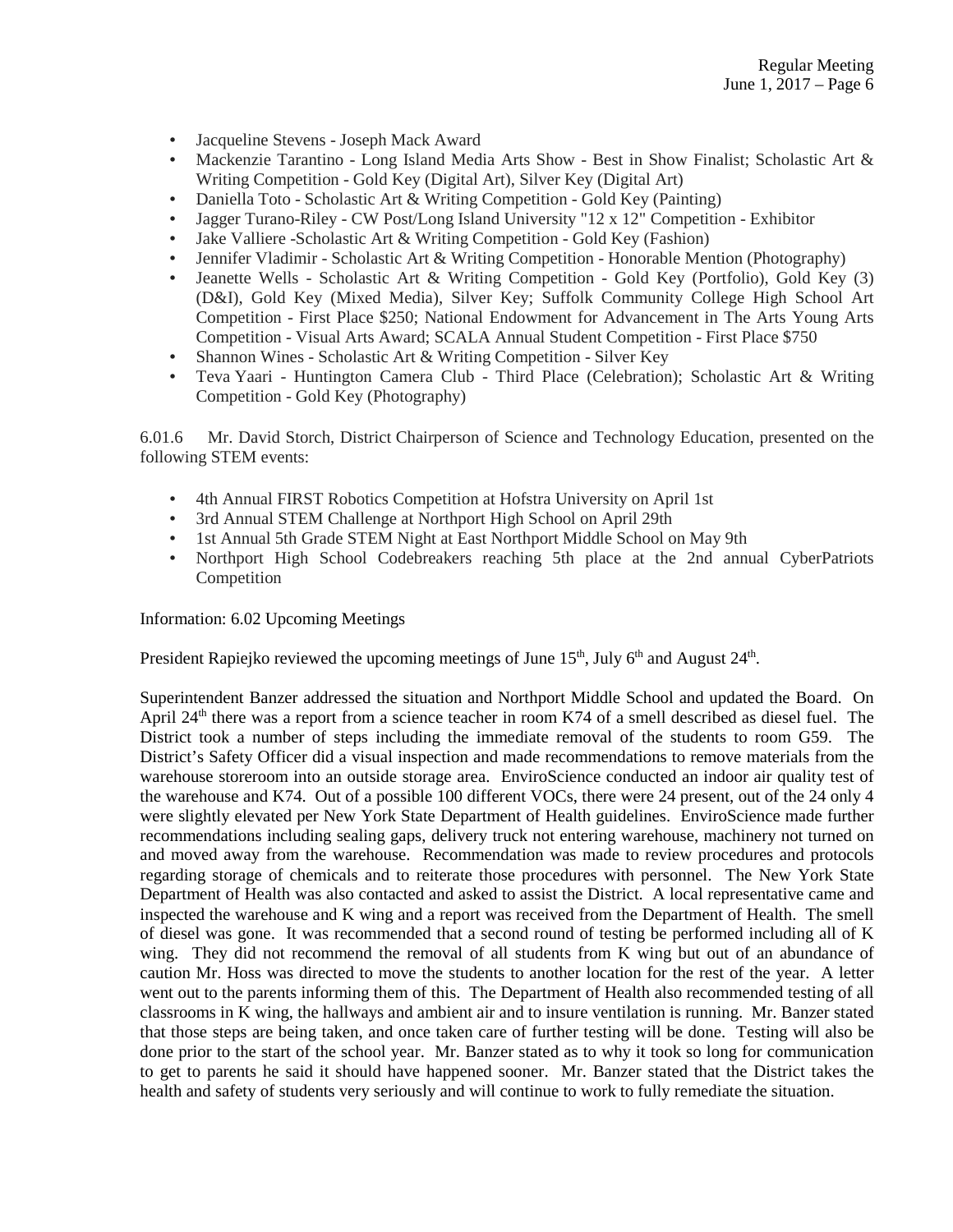- Jacqueline Stevens - Joseph Mack Award
- Mackenzie Tarantino - Long Island Media Arts Show - Best in Show Finalist; Scholastic Art & Writing Competition - Gold Key (Digital Art), Silver Key (Digital Art)
- Daniella Toto - Scholastic Art & Writing Competition - Gold Key (Painting)
- Jagger Turano-Riley - CW Post/Long Island University "12 x 12" Competition - Exhibitor
- Jake Valliere -Scholastic Art & Writing Competition - Gold Key (Fashion)
- Jennifer Vladimir - Scholastic Art & Writing Competition - Honorable Mention (Photography)
- Jeanette Wells - Scholastic Art & Writing Competition - Gold Key (Portfolio), Gold Key (3) (D&I), Gold Key (Mixed Media), Silver Key; Suffolk Community College High School Art Competition - First Place $250; National Endowment for Advancement in The Arts Young Arts Competition - Visual Arts Award; SCALA Annual Student Competition - First Place $750
- Shannon Wines - Scholastic Art & Writing Competition - Silver Key
- Teva Yaari - Huntington Camera Club - Third Place (Celebration); Scholastic Art & Writing Competition - Gold Key (Photography)

6.01.6 Mr. David Storch, District Chairperson of Science and Technology Education, presented on the following STEM events:

- 4th Annual FIRST Robotics Competition at Hofstra University on April 1st
- 3rd Annual STEM Challenge at Northport High School on April 29th
- 1st Annual 5th Grade STEM Night at East Northport Middle School on May 9th
- Northport High School Codebreakers reaching 5th place at the 2nd annual CyberPatriots Competition

Information: 6.02 Upcoming Meetings

President Rapiejko reviewed the upcoming meetings of June 15th, July 6th and August 24th.

Superintendent Banzer addressed the situation and Northport Middle School and updated the Board. On April 24th there was a report from a science teacher in room K74 of a smell described as diesel fuel. The District took a number of steps including the immediate removal of the students to room G59. The District's Safety Officer did a visual inspection and made recommendations to remove materials from the warehouse storeroom into an outside storage area. EnviroScience conducted an indoor air quality test of the warehouse and K74. Out of a possible 100 different VOCs, there were 24 present, out of the 24 only 4 were slightly elevated per New York State Department of Health guidelines. EnviroScience made further recommendations including sealing gaps, delivery truck not entering warehouse, machinery not turned on and moved away from the warehouse. Recommendation was made to review procedures and protocols regarding storage of chemicals and to reiterate those procedures with personnel. The New York State Department of Health was also contacted and asked to assist the District. A local representative came and inspected the warehouse and K wing and a report was received from the Department of Health. The smell of diesel was gone. It was recommended that a second round of testing be performed including all of K wing. They did not recommend the removal of all students from K wing but out of an abundance of caution Mr. Hoss was directed to move the students to another location for the rest of the year. A letter went out to the parents informing them of this. The Department of Health also recommended testing of all classrooms in K wing, the hallways and ambient air and to insure ventilation is running. Mr. Banzer stated that those steps are being taken, and once taken care of further testing will be done. Testing will also be done prior to the start of the school year. Mr. Banzer stated as to why it took so long for communication to get to parents he said it should have happened sooner. Mr. Banzer stated that the District takes the health and safety of students very seriously and will continue to work to fully remediate the situation.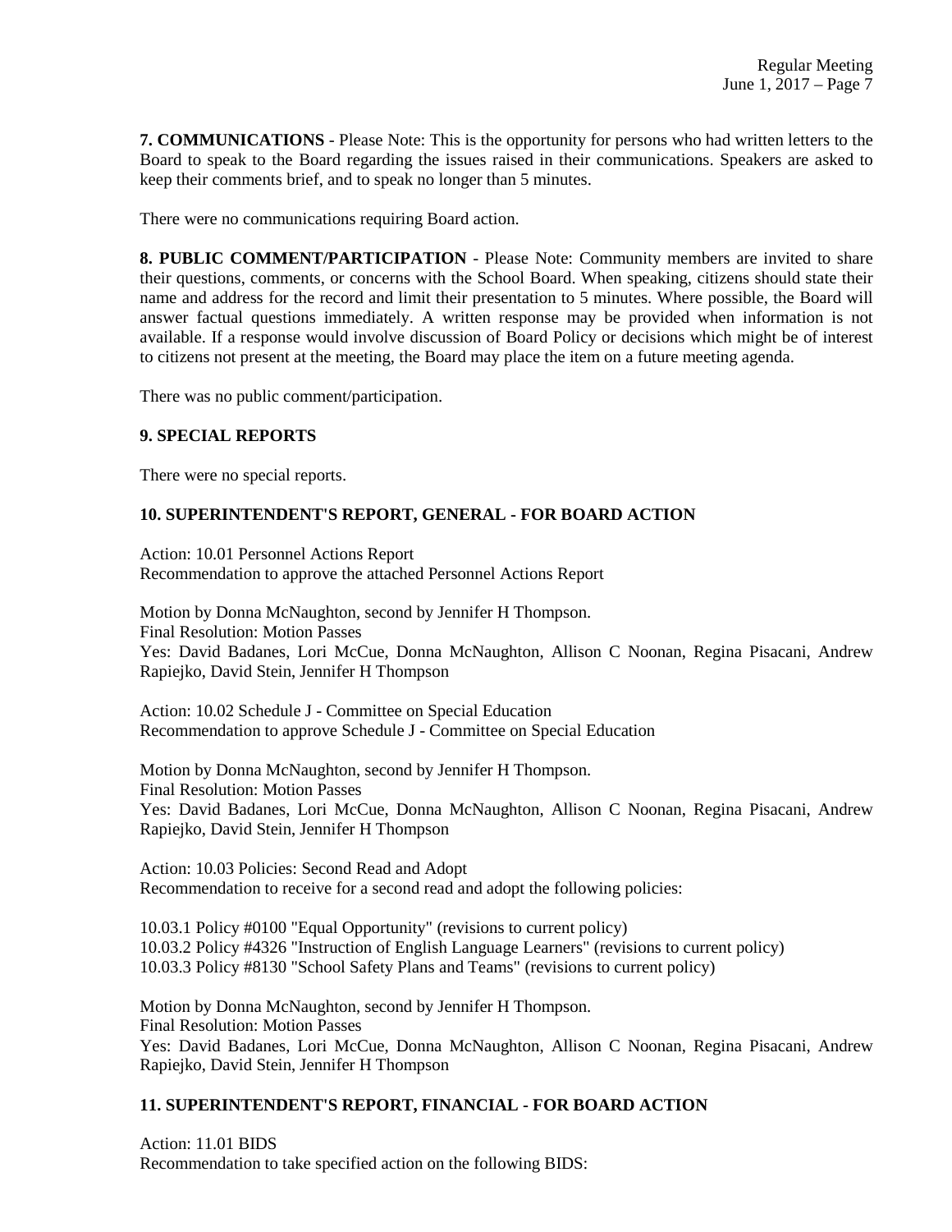**7. COMMUNICATIONS** - Please Note: This is the opportunity for persons who had written letters to the Board to speak to the Board regarding the issues raised in their communications. Speakers are asked to keep their comments brief, and to speak no longer than 5 minutes.

There were no communications requiring Board action.

**8. PUBLIC COMMENT/PARTICIPATION** - Please Note: Community members are invited to share their questions, comments, or concerns with the School Board. When speaking, citizens should state their name and address for the record and limit their presentation to 5 minutes. Where possible, the Board will answer factual questions immediately. A written response may be provided when information is not available. If a response would involve discussion of Board Policy or decisions which might be of interest to citizens not present at the meeting, the Board may place the item on a future meeting agenda.

There was no public comment/participation.

**9. SPECIAL REPORTS**

There were no special reports.

**10. SUPERINTENDENT'S REPORT, GENERAL - FOR BOARD ACTION**

Action: 10.01 Personnel Actions Report
Recommendation to approve the attached Personnel Actions Report

Motion by Donna McNaughton, second by Jennifer H Thompson.
Final Resolution: Motion Passes
Yes: David Badanes, Lori McCue, Donna McNaughton, Allison C Noonan, Regina Pisacani, Andrew Rapiejko, David Stein, Jennifer H Thompson

Action: 10.02 Schedule J - Committee on Special Education
Recommendation to approve Schedule J - Committee on Special Education

Motion by Donna McNaughton, second by Jennifer H Thompson.
Final Resolution: Motion Passes
Yes: David Badanes, Lori McCue, Donna McNaughton, Allison C Noonan, Regina Pisacani, Andrew Rapiejko, David Stein, Jennifer H Thompson

Action: 10.03 Policies: Second Read and Adopt
Recommendation to receive for a second read and adopt the following policies:

10.03.1 Policy #0100 "Equal Opportunity" (revisions to current policy)
10.03.2 Policy #4326 "Instruction of English Language Learners" (revisions to current policy)
10.03.3 Policy #8130 "School Safety Plans and Teams" (revisions to current policy)

Motion by Donna McNaughton, second by Jennifer H Thompson.
Final Resolution: Motion Passes
Yes: David Badanes, Lori McCue, Donna McNaughton, Allison C Noonan, Regina Pisacani, Andrew Rapiejko, David Stein, Jennifer H Thompson

**11. SUPERINTENDENT'S REPORT, FINANCIAL - FOR BOARD ACTION**

Action: 11.01 BIDS
Recommendation to take specified action on the following BIDS: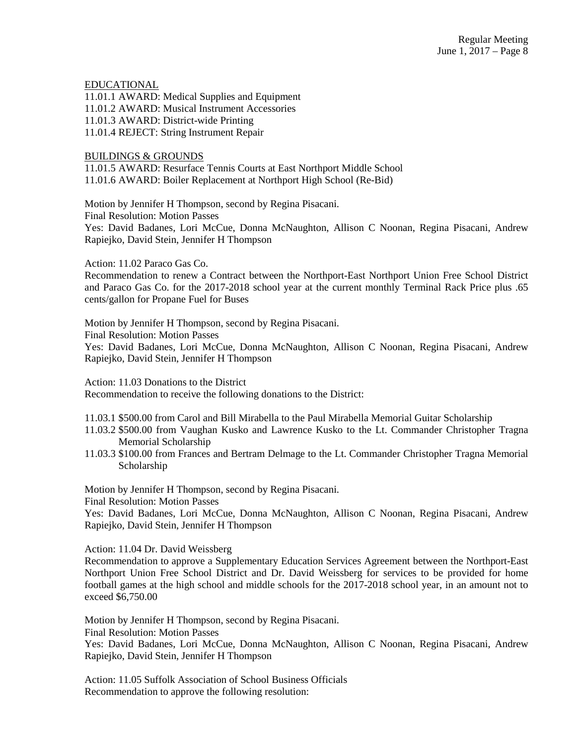EDUCATIONAL

11.01.1 AWARD: Medical Supplies and Equipment
11.01.2 AWARD: Musical Instrument Accessories
11.01.3 AWARD: District-wide Printing
11.01.4 REJECT: String Instrument Repair

BUILDINGS & GROUNDS

11.01.5 AWARD: Resurface Tennis Courts at East Northport Middle School
11.01.6 AWARD: Boiler Replacement at Northport High School (Re-Bid)

Motion by Jennifer H Thompson, second by Regina Pisacani.
Final Resolution: Motion Passes
Yes: David Badanes, Lori McCue, Donna McNaughton, Allison C Noonan, Regina Pisacani, Andrew Rapiejko, David Stein, Jennifer H Thompson

Action: 11.02 Paraco Gas Co.
Recommendation to renew a Contract between the Northport-East Northport Union Free School District and Paraco Gas Co. for the 2017-2018 school year at the current monthly Terminal Rack Price plus .65 cents/gallon for Propane Fuel for Buses

Motion by Jennifer H Thompson, second by Regina Pisacani.
Final Resolution: Motion Passes
Yes: David Badanes, Lori McCue, Donna McNaughton, Allison C Noonan, Regina Pisacani, Andrew Rapiejko, David Stein, Jennifer H Thompson

Action: 11.03 Donations to the District
Recommendation to receive the following donations to the District:

11.03.1 $500.00 from Carol and Bill Mirabella to the Paul Mirabella Memorial Guitar Scholarship
11.03.2 $500.00 from Vaughan Kusko and Lawrence Kusko to the Lt. Commander Christopher Tragna Memorial Scholarship
11.03.3 $100.00 from Frances and Bertram Delmage to the Lt. Commander Christopher Tragna Memorial Scholarship

Motion by Jennifer H Thompson, second by Regina Pisacani.
Final Resolution: Motion Passes
Yes: David Badanes, Lori McCue, Donna McNaughton, Allison C Noonan, Regina Pisacani, Andrew Rapiejko, David Stein, Jennifer H Thompson

Action: 11.04 Dr. David Weissberg
Recommendation to approve a Supplementary Education Services Agreement between the Northport-East Northport Union Free School District and Dr. David Weissberg for services to be provided for home football games at the high school and middle schools for the 2017-2018 school year, in an amount not to exceed $6,750.00

Motion by Jennifer H Thompson, second by Regina Pisacani.
Final Resolution: Motion Passes
Yes: David Badanes, Lori McCue, Donna McNaughton, Allison C Noonan, Regina Pisacani, Andrew Rapiejko, David Stein, Jennifer H Thompson

Action: 11.05 Suffolk Association of School Business Officials
Recommendation to approve the following resolution: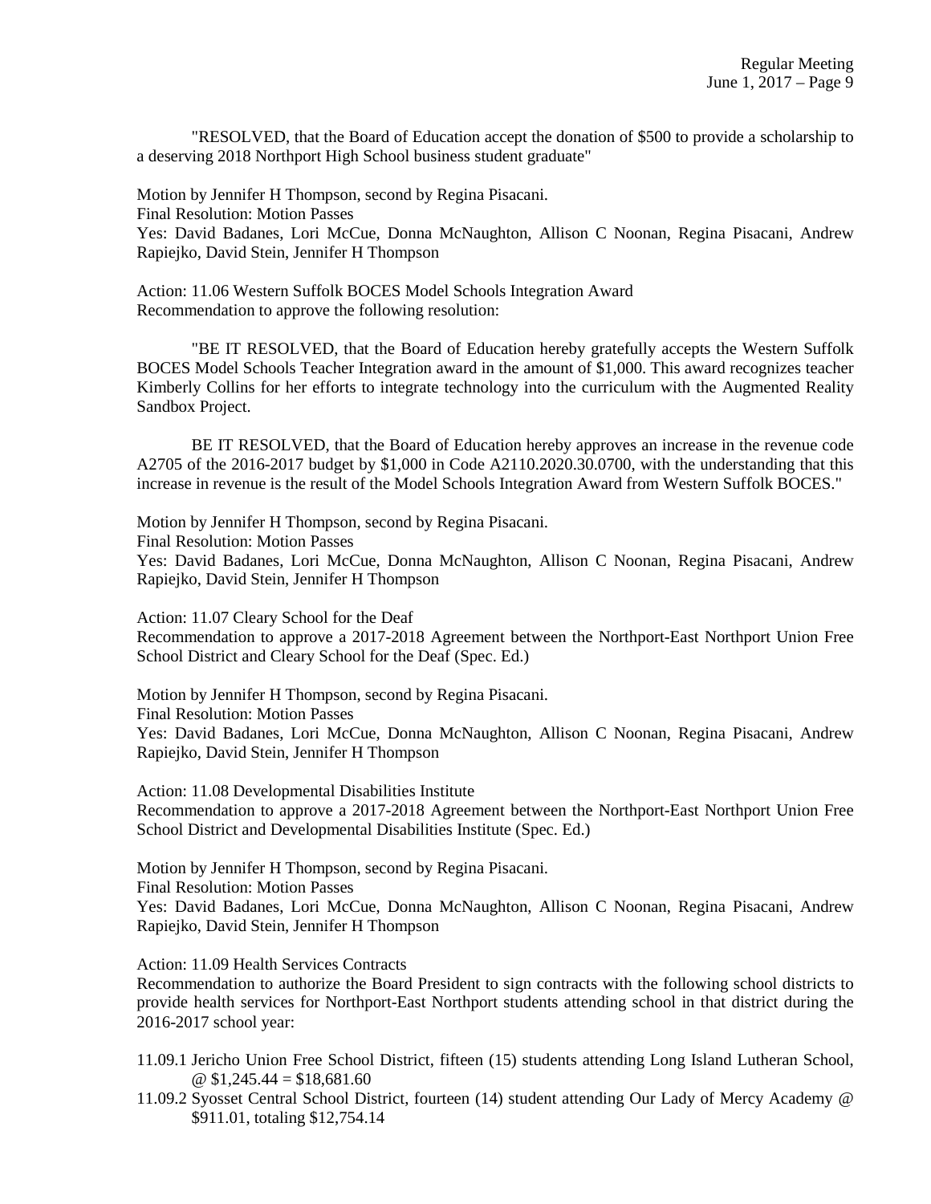"RESOLVED, that the Board of Education accept the donation of $500 to provide a scholarship to a deserving 2018 Northport High School business student graduate"

Motion by Jennifer H Thompson, second by Regina Pisacani.
Final Resolution: Motion Passes
Yes: David Badanes, Lori McCue, Donna McNaughton, Allison C Noonan, Regina Pisacani, Andrew Rapiejko, David Stein, Jennifer H Thompson

Action: 11.06 Western Suffolk BOCES Model Schools Integration Award
Recommendation to approve the following resolution:

"BE IT RESOLVED, that the Board of Education hereby gratefully accepts the Western Suffolk BOCES Model Schools Teacher Integration award in the amount of $1,000. This award recognizes teacher Kimberly Collins for her efforts to integrate technology into the curriculum with the Augmented Reality Sandbox Project.

BE IT RESOLVED, that the Board of Education hereby approves an increase in the revenue code A2705 of the 2016-2017 budget by $1,000 in Code A2110.2020.30.0700, with the understanding that this increase in revenue is the result of the Model Schools Integration Award from Western Suffolk BOCES."

Motion by Jennifer H Thompson, second by Regina Pisacani.
Final Resolution: Motion Passes
Yes: David Badanes, Lori McCue, Donna McNaughton, Allison C Noonan, Regina Pisacani, Andrew Rapiejko, David Stein, Jennifer H Thompson

Action: 11.07 Cleary School for the Deaf
Recommendation to approve a 2017-2018 Agreement between the Northport-East Northport Union Free School District and Cleary School for the Deaf (Spec. Ed.)

Motion by Jennifer H Thompson, second by Regina Pisacani.
Final Resolution: Motion Passes
Yes: David Badanes, Lori McCue, Donna McNaughton, Allison C Noonan, Regina Pisacani, Andrew Rapiejko, David Stein, Jennifer H Thompson

Action: 11.08 Developmental Disabilities Institute
Recommendation to approve a 2017-2018 Agreement between the Northport-East Northport Union Free School District and Developmental Disabilities Institute (Spec. Ed.)

Motion by Jennifer H Thompson, second by Regina Pisacani.
Final Resolution: Motion Passes
Yes: David Badanes, Lori McCue, Donna McNaughton, Allison C Noonan, Regina Pisacani, Andrew Rapiejko, David Stein, Jennifer H Thompson

Action: 11.09 Health Services Contracts
Recommendation to authorize the Board President to sign contracts with the following school districts to provide health services for Northport-East Northport students attending school in that district during the 2016-2017 school year:

11.09.1 Jericho Union Free School District, fifteen (15) students attending Long Island Lutheran School, @ $1,245.44 = $18,681.60

11.09.2 Syosset Central School District, fourteen (14) student attending Our Lady of Mercy Academy @ $911.01, totaling $12,754.14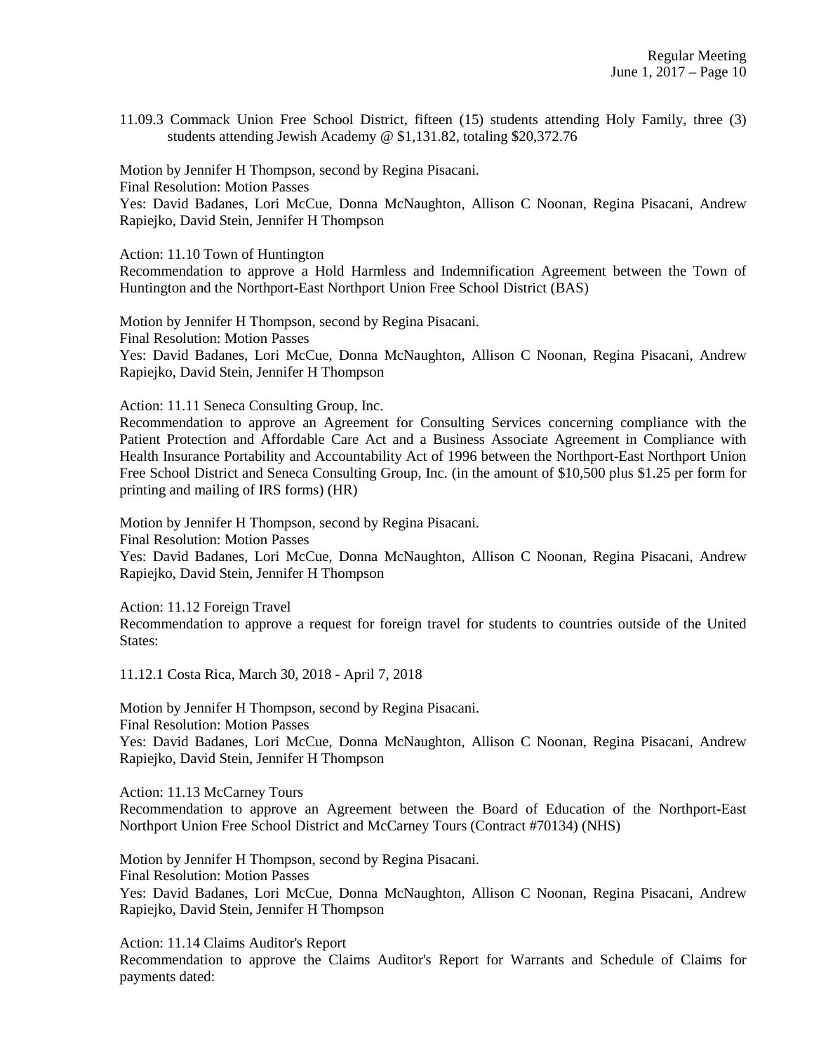11.09.3 Commack Union Free School District, fifteen (15) students attending Holy Family, three (3) students attending Jewish Academy @ $1,131.82, totaling $20,372.76

Motion by Jennifer H Thompson, second by Regina Pisacani.
Final Resolution: Motion Passes
Yes: David Badanes, Lori McCue, Donna McNaughton, Allison C Noonan, Regina Pisacani, Andrew Rapiejko, David Stein, Jennifer H Thompson

Action: 11.10 Town of Huntington
Recommendation to approve a Hold Harmless and Indemnification Agreement between the Town of Huntington and the Northport-East Northport Union Free School District (BAS)

Motion by Jennifer H Thompson, second by Regina Pisacani.
Final Resolution: Motion Passes
Yes: David Badanes, Lori McCue, Donna McNaughton, Allison C Noonan, Regina Pisacani, Andrew Rapiejko, David Stein, Jennifer H Thompson

Action: 11.11 Seneca Consulting Group, Inc.
Recommendation to approve an Agreement for Consulting Services concerning compliance with the Patient Protection and Affordable Care Act and a Business Associate Agreement in Compliance with Health Insurance Portability and Accountability Act of 1996 between the Northport-East Northport Union Free School District and Seneca Consulting Group, Inc. (in the amount of $10,500 plus $1.25 per form for printing and mailing of IRS forms) (HR)

Motion by Jennifer H Thompson, second by Regina Pisacani.
Final Resolution: Motion Passes
Yes: David Badanes, Lori McCue, Donna McNaughton, Allison C Noonan, Regina Pisacani, Andrew Rapiejko, David Stein, Jennifer H Thompson

Action: 11.12 Foreign Travel
Recommendation to approve a request for foreign travel for students to countries outside of the United States:

11.12.1 Costa Rica, March 30, 2018 - April 7, 2018

Motion by Jennifer H Thompson, second by Regina Pisacani.
Final Resolution: Motion Passes
Yes: David Badanes, Lori McCue, Donna McNaughton, Allison C Noonan, Regina Pisacani, Andrew Rapiejko, David Stein, Jennifer H Thompson

Action: 11.13 McCarney Tours
Recommendation to approve an Agreement between the Board of Education of the Northport-East Northport Union Free School District and McCarney Tours (Contract #70134) (NHS)

Motion by Jennifer H Thompson, second by Regina Pisacani.
Final Resolution: Motion Passes
Yes: David Badanes, Lori McCue, Donna McNaughton, Allison C Noonan, Regina Pisacani, Andrew Rapiejko, David Stein, Jennifer H Thompson

Action: 11.14 Claims Auditor's Report
Recommendation to approve the Claims Auditor's Report for Warrants and Schedule of Claims for payments dated: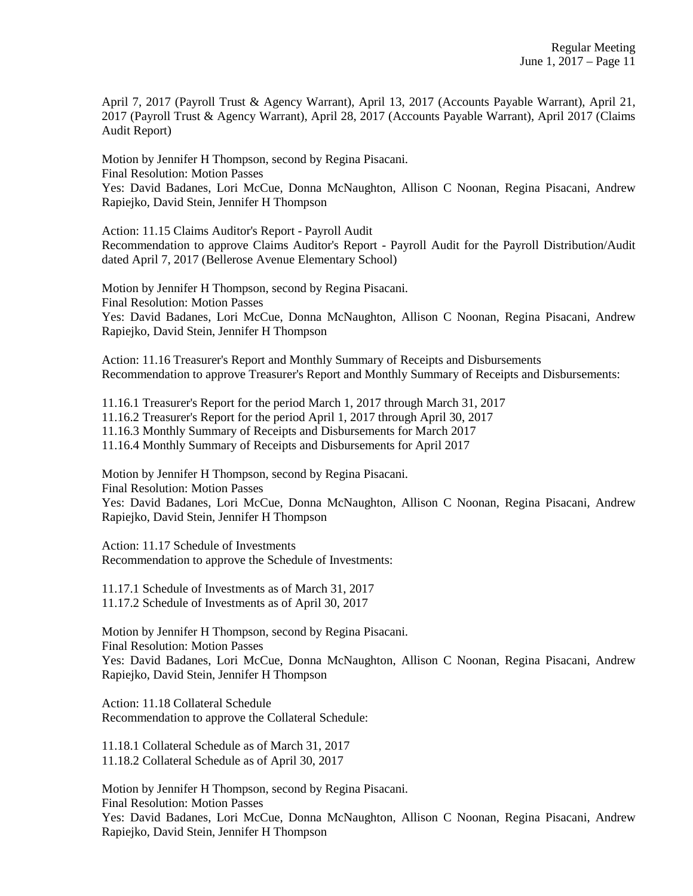April 7, 2017 (Payroll Trust & Agency Warrant), April 13, 2017 (Accounts Payable Warrant), April 21, 2017 (Payroll Trust & Agency Warrant), April 28, 2017 (Accounts Payable Warrant), April 2017 (Claims Audit Report)

Motion by Jennifer H Thompson, second by Regina Pisacani.
Final Resolution: Motion Passes
Yes: David Badanes, Lori McCue, Donna McNaughton, Allison C Noonan, Regina Pisacani, Andrew Rapiejko, David Stein, Jennifer H Thompson

Action: 11.15 Claims Auditor's Report - Payroll Audit
Recommendation to approve Claims Auditor's Report - Payroll Audit for the Payroll Distribution/Audit dated April 7, 2017 (Bellerose Avenue Elementary School)

Motion by Jennifer H Thompson, second by Regina Pisacani.
Final Resolution: Motion Passes
Yes: David Badanes, Lori McCue, Donna McNaughton, Allison C Noonan, Regina Pisacani, Andrew Rapiejko, David Stein, Jennifer H Thompson

Action: 11.16 Treasurer's Report and Monthly Summary of Receipts and Disbursements
Recommendation to approve Treasurer's Report and Monthly Summary of Receipts and Disbursements:

11.16.1 Treasurer's Report for the period March 1, 2017 through March 31, 2017
11.16.2 Treasurer's Report for the period April 1, 2017 through April 30, 2017
11.16.3 Monthly Summary of Receipts and Disbursements for March 2017
11.16.4 Monthly Summary of Receipts and Disbursements for April 2017

Motion by Jennifer H Thompson, second by Regina Pisacani.
Final Resolution: Motion Passes
Yes: David Badanes, Lori McCue, Donna McNaughton, Allison C Noonan, Regina Pisacani, Andrew Rapiejko, David Stein, Jennifer H Thompson

Action: 11.17 Schedule of Investments
Recommendation to approve the Schedule of Investments:

11.17.1 Schedule of Investments as of March 31, 2017
11.17.2 Schedule of Investments as of April 30, 2017

Motion by Jennifer H Thompson, second by Regina Pisacani.
Final Resolution: Motion Passes
Yes: David Badanes, Lori McCue, Donna McNaughton, Allison C Noonan, Regina Pisacani, Andrew Rapiejko, David Stein, Jennifer H Thompson

Action: 11.18 Collateral Schedule
Recommendation to approve the Collateral Schedule:

11.18.1 Collateral Schedule as of March 31, 2017
11.18.2 Collateral Schedule as of April 30, 2017

Motion by Jennifer H Thompson, second by Regina Pisacani.
Final Resolution: Motion Passes
Yes: David Badanes, Lori McCue, Donna McNaughton, Allison C Noonan, Regina Pisacani, Andrew Rapiejko, David Stein, Jennifer H Thompson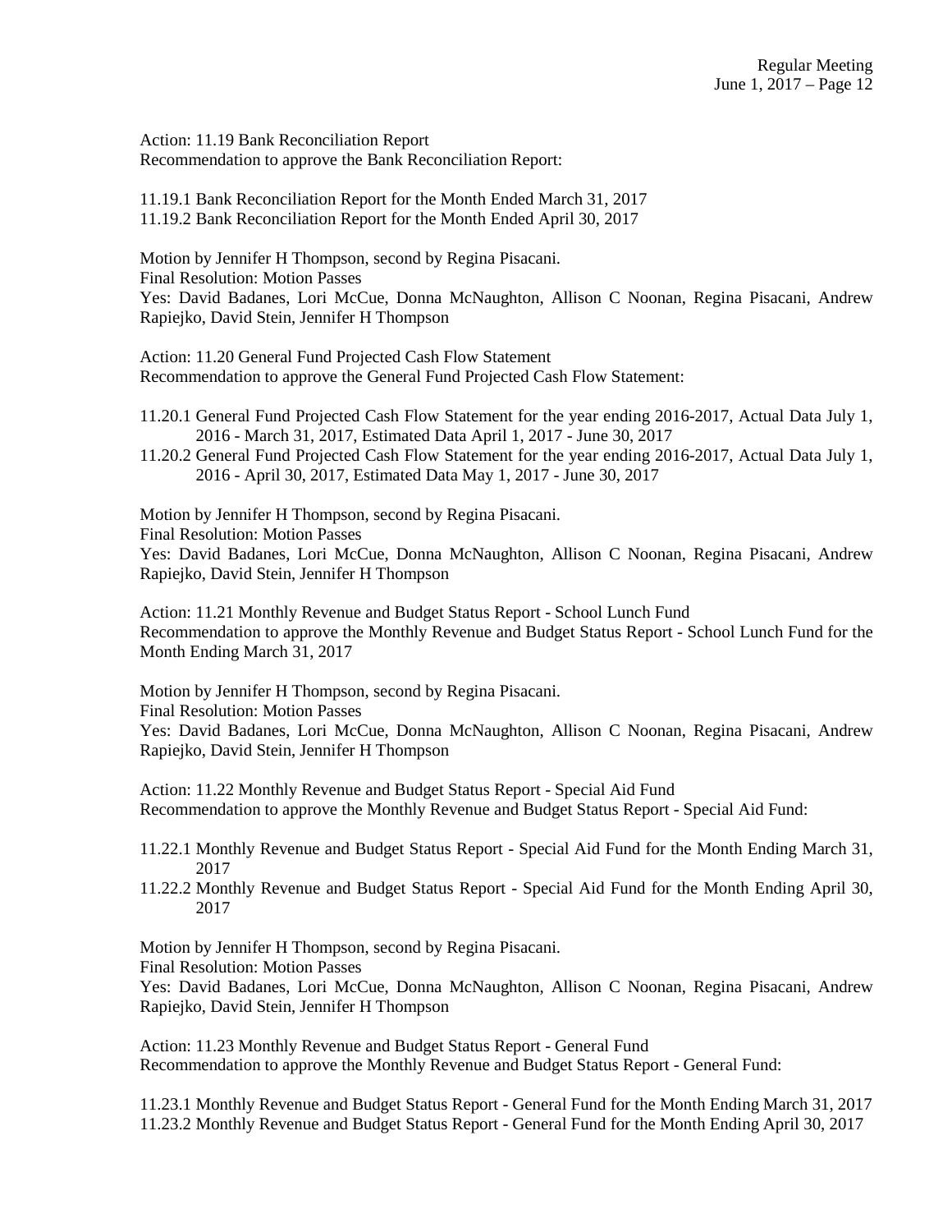Action: 11.19 Bank Reconciliation Report
Recommendation to approve the Bank Reconciliation Report:

11.19.1 Bank Reconciliation Report for the Month Ended March 31, 2017
11.19.2 Bank Reconciliation Report for the Month Ended April 30, 2017

Motion by Jennifer H Thompson, second by Regina Pisacani.
Final Resolution: Motion Passes
Yes: David Badanes, Lori McCue, Donna McNaughton, Allison C Noonan, Regina Pisacani, Andrew Rapiejko, David Stein, Jennifer H Thompson

Action: 11.20 General Fund Projected Cash Flow Statement
Recommendation to approve the General Fund Projected Cash Flow Statement:

11.20.1 General Fund Projected Cash Flow Statement for the year ending 2016-2017, Actual Data July 1, 2016 - March 31, 2017, Estimated Data April 1, 2017 - June 30, 2017
11.20.2 General Fund Projected Cash Flow Statement for the year ending 2016-2017, Actual Data July 1, 2016 - April 30, 2017, Estimated Data May 1, 2017 - June 30, 2017

Motion by Jennifer H Thompson, second by Regina Pisacani.
Final Resolution: Motion Passes
Yes: David Badanes, Lori McCue, Donna McNaughton, Allison C Noonan, Regina Pisacani, Andrew Rapiejko, David Stein, Jennifer H Thompson

Action: 11.21 Monthly Revenue and Budget Status Report - School Lunch Fund
Recommendation to approve the Monthly Revenue and Budget Status Report - School Lunch Fund for the Month Ending March 31, 2017

Motion by Jennifer H Thompson, second by Regina Pisacani.
Final Resolution: Motion Passes
Yes: David Badanes, Lori McCue, Donna McNaughton, Allison C Noonan, Regina Pisacani, Andrew Rapiejko, David Stein, Jennifer H Thompson

Action: 11.22 Monthly Revenue and Budget Status Report - Special Aid Fund
Recommendation to approve the Monthly Revenue and Budget Status Report - Special Aid Fund:

11.22.1 Monthly Revenue and Budget Status Report - Special Aid Fund for the Month Ending March 31, 2017
11.22.2 Monthly Revenue and Budget Status Report - Special Aid Fund for the Month Ending April 30, 2017

Motion by Jennifer H Thompson, second by Regina Pisacani.
Final Resolution: Motion Passes
Yes: David Badanes, Lori McCue, Donna McNaughton, Allison C Noonan, Regina Pisacani, Andrew Rapiejko, David Stein, Jennifer H Thompson

Action: 11.23 Monthly Revenue and Budget Status Report - General Fund
Recommendation to approve the Monthly Revenue and Budget Status Report - General Fund:

11.23.1 Monthly Revenue and Budget Status Report - General Fund for the Month Ending March 31, 2017
11.23.2 Monthly Revenue and Budget Status Report - General Fund for the Month Ending April 30, 2017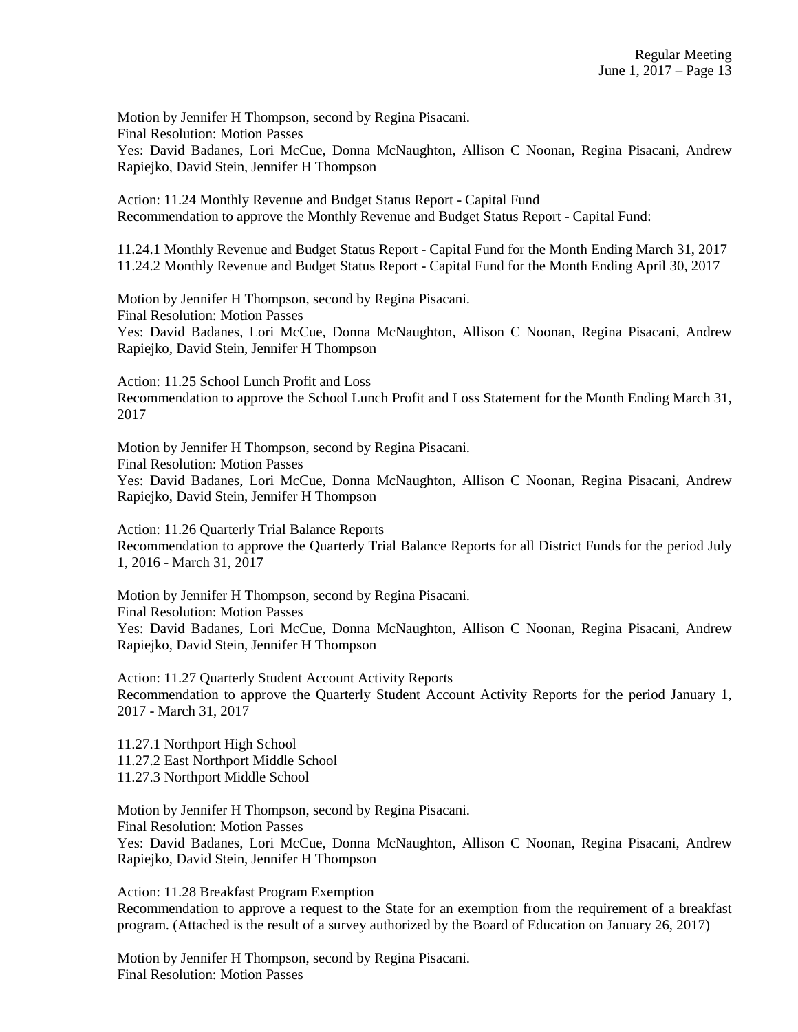Motion by Jennifer H Thompson, second by Regina Pisacani.
Final Resolution: Motion Passes
Yes: David Badanes, Lori McCue, Donna McNaughton, Allison C Noonan, Regina Pisacani, Andrew Rapiejko, David Stein, Jennifer H Thompson

Action: 11.24 Monthly Revenue and Budget Status Report - Capital Fund
Recommendation to approve the Monthly Revenue and Budget Status Report - Capital Fund:

11.24.1 Monthly Revenue and Budget Status Report - Capital Fund for the Month Ending March 31, 2017
11.24.2 Monthly Revenue and Budget Status Report - Capital Fund for the Month Ending April 30, 2017

Motion by Jennifer H Thompson, second by Regina Pisacani.
Final Resolution: Motion Passes
Yes: David Badanes, Lori McCue, Donna McNaughton, Allison C Noonan, Regina Pisacani, Andrew Rapiejko, David Stein, Jennifer H Thompson

Action: 11.25 School Lunch Profit and Loss
Recommendation to approve the School Lunch Profit and Loss Statement for the Month Ending March 31, 2017

Motion by Jennifer H Thompson, second by Regina Pisacani.
Final Resolution: Motion Passes
Yes: David Badanes, Lori McCue, Donna McNaughton, Allison C Noonan, Regina Pisacani, Andrew Rapiejko, David Stein, Jennifer H Thompson

Action: 11.26 Quarterly Trial Balance Reports
Recommendation to approve the Quarterly Trial Balance Reports for all District Funds for the period July 1, 2016 - March 31, 2017

Motion by Jennifer H Thompson, second by Regina Pisacani.
Final Resolution: Motion Passes
Yes: David Badanes, Lori McCue, Donna McNaughton, Allison C Noonan, Regina Pisacani, Andrew Rapiejko, David Stein, Jennifer H Thompson

Action: 11.27 Quarterly Student Account Activity Reports
Recommendation to approve the Quarterly Student Account Activity Reports for the period January 1, 2017 - March 31, 2017

11.27.1 Northport High School
11.27.2 East Northport Middle School
11.27.3 Northport Middle School

Motion by Jennifer H Thompson, second by Regina Pisacani.
Final Resolution: Motion Passes
Yes: David Badanes, Lori McCue, Donna McNaughton, Allison C Noonan, Regina Pisacani, Andrew Rapiejko, David Stein, Jennifer H Thompson

Action: 11.28 Breakfast Program Exemption
Recommendation to approve a request to the State for an exemption from the requirement of a breakfast program. (Attached is the result of a survey authorized by the Board of Education on January 26, 2017)

Motion by Jennifer H Thompson, second by Regina Pisacani.
Final Resolution: Motion Passes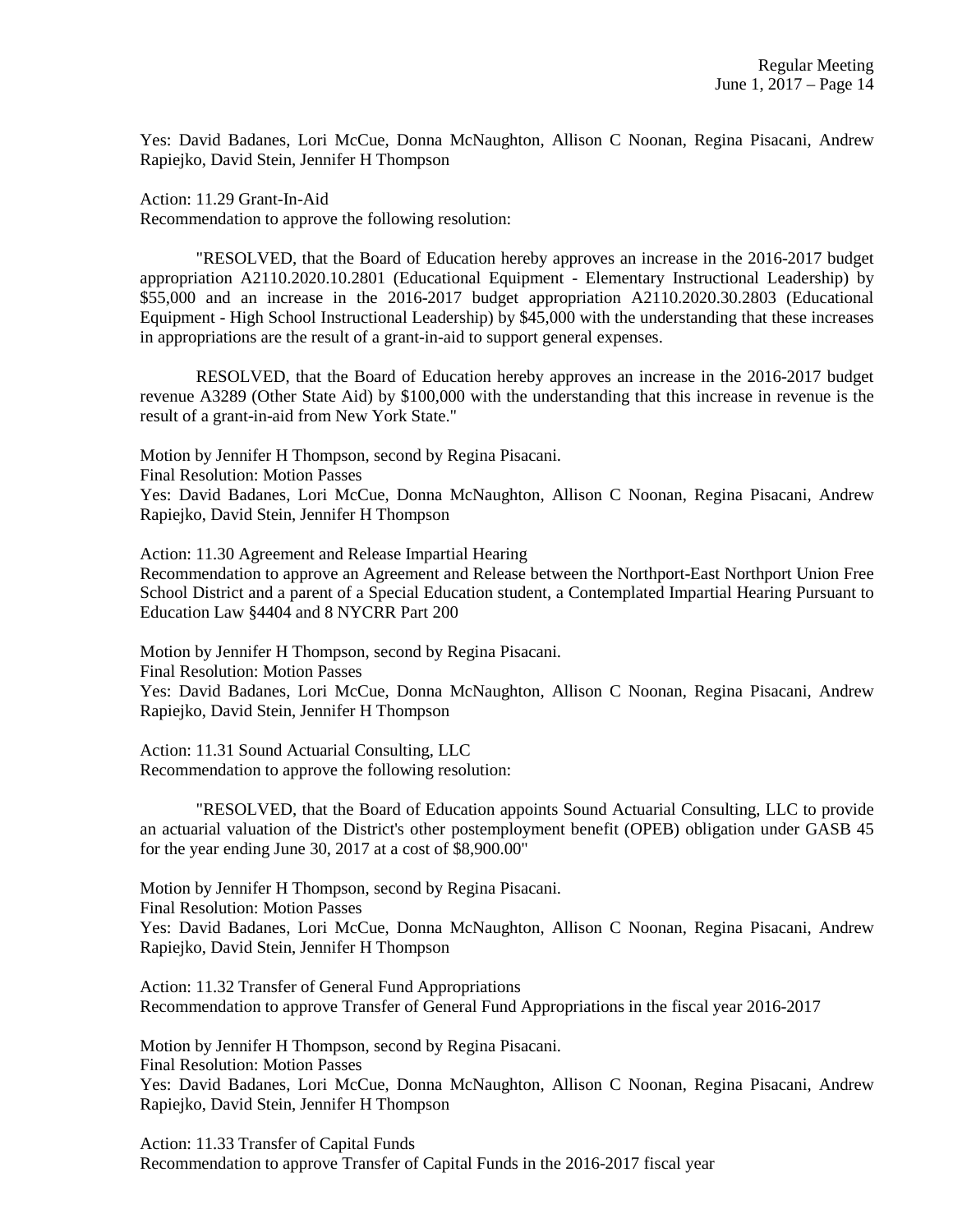Yes: David Badanes, Lori McCue, Donna McNaughton, Allison C Noonan, Regina Pisacani, Andrew Rapiejko, David Stein, Jennifer H Thompson

Action: 11.29 Grant-In-Aid
Recommendation to approve the following resolution:

"RESOLVED, that the Board of Education hereby approves an increase in the 2016-2017 budget appropriation A2110.2020.10.2801 (Educational Equipment - Elementary Instructional Leadership) by $55,000 and an increase in the 2016-2017 budget appropriation A2110.2020.30.2803 (Educational Equipment - High School Instructional Leadership) by $45,000 with the understanding that these increases in appropriations are the result of a grant-in-aid to support general expenses.

RESOLVED, that the Board of Education hereby approves an increase in the 2016-2017 budget revenue A3289 (Other State Aid) by $100,000 with the understanding that this increase in revenue is the result of a grant-in-aid from New York State."

Motion by Jennifer H Thompson, second by Regina Pisacani.
Final Resolution: Motion Passes
Yes: David Badanes, Lori McCue, Donna McNaughton, Allison C Noonan, Regina Pisacani, Andrew Rapiejko, David Stein, Jennifer H Thompson

Action: 11.30 Agreement and Release Impartial Hearing
Recommendation to approve an Agreement and Release between the Northport-East Northport Union Free School District and a parent of a Special Education student, a Contemplated Impartial Hearing Pursuant to Education Law §4404 and 8 NYCRR Part 200

Motion by Jennifer H Thompson, second by Regina Pisacani.
Final Resolution: Motion Passes
Yes: David Badanes, Lori McCue, Donna McNaughton, Allison C Noonan, Regina Pisacani, Andrew Rapiejko, David Stein, Jennifer H Thompson

Action: 11.31 Sound Actuarial Consulting, LLC
Recommendation to approve the following resolution:

"RESOLVED, that the Board of Education appoints Sound Actuarial Consulting, LLC to provide an actuarial valuation of the District's other postemployment benefit (OPEB) obligation under GASB 45 for the year ending June 30, 2017 at a cost of $8,900.00"

Motion by Jennifer H Thompson, second by Regina Pisacani.
Final Resolution: Motion Passes
Yes: David Badanes, Lori McCue, Donna McNaughton, Allison C Noonan, Regina Pisacani, Andrew Rapiejko, David Stein, Jennifer H Thompson

Action: 11.32 Transfer of General Fund Appropriations
Recommendation to approve Transfer of General Fund Appropriations in the fiscal year 2016-2017

Motion by Jennifer H Thompson, second by Regina Pisacani.
Final Resolution: Motion Passes
Yes: David Badanes, Lori McCue, Donna McNaughton, Allison C Noonan, Regina Pisacani, Andrew Rapiejko, David Stein, Jennifer H Thompson

Action: 11.33 Transfer of Capital Funds
Recommendation to approve Transfer of Capital Funds in the 2016-2017 fiscal year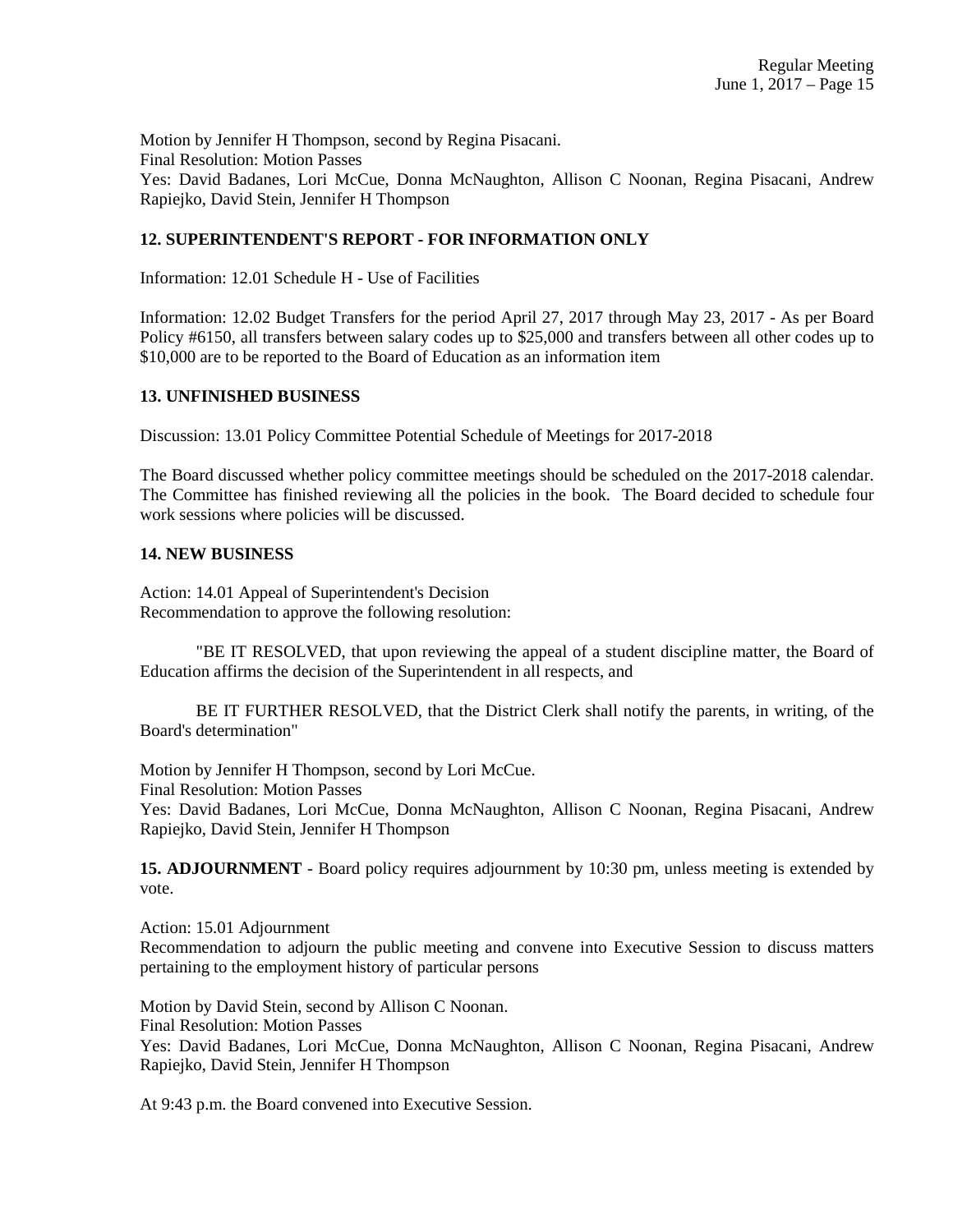Motion by Jennifer H Thompson, second by Regina Pisacani.
Final Resolution: Motion Passes
Yes: David Badanes, Lori McCue, Donna McNaughton, Allison C Noonan, Regina Pisacani, Andrew Rapiejko, David Stein, Jennifer H Thompson

**12. SUPERINTENDENT'S REPORT - FOR INFORMATION ONLY**

Information: 12.01 Schedule H - Use of Facilities

Information: 12.02 Budget Transfers for the period April 27, 2017 through May 23, 2017 - As per Board Policy #6150, all transfers between salary codes up to $25,000 and transfers between all other codes up to $10,000 are to be reported to the Board of Education as an information item

**13. UNFINISHED BUSINESS**

Discussion: 13.01 Policy Committee Potential Schedule of Meetings for 2017-2018

The Board discussed whether policy committee meetings should be scheduled on the 2017-2018 calendar. The Committee has finished reviewing all the policies in the book. The Board decided to schedule four work sessions where policies will be discussed.

**14. NEW BUSINESS**

Action: 14.01 Appeal of Superintendent's Decision
Recommendation to approve the following resolution:

"BE IT RESOLVED, that upon reviewing the appeal of a student discipline matter, the Board of Education affirms the decision of the Superintendent in all respects, and

BE IT FURTHER RESOLVED, that the District Clerk shall notify the parents, in writing, of the Board's determination"

Motion by Jennifer H Thompson, second by Lori McCue.
Final Resolution: Motion Passes
Yes: David Badanes, Lori McCue, Donna McNaughton, Allison C Noonan, Regina Pisacani, Andrew Rapiejko, David Stein, Jennifer H Thompson

**15. ADJOURNMENT** - Board policy requires adjournment by 10:30 pm, unless meeting is extended by vote.

Action: 15.01 Adjournment
Recommendation to adjourn the public meeting and convene into Executive Session to discuss matters pertaining to the employment history of particular persons

Motion by David Stein, second by Allison C Noonan.
Final Resolution: Motion Passes
Yes: David Badanes, Lori McCue, Donna McNaughton, Allison C Noonan, Regina Pisacani, Andrew Rapiejko, David Stein, Jennifer H Thompson

At 9:43 p.m. the Board convened into Executive Session.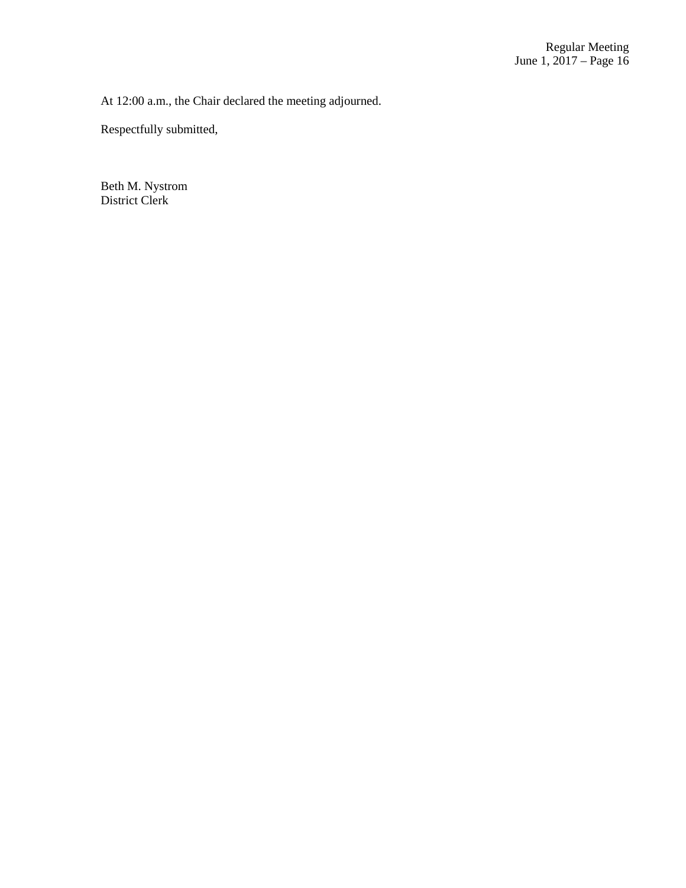At 12:00 a.m., the Chair declared the meeting adjourned.

Respectfully submitted,

Beth M. Nystrom
District Clerk